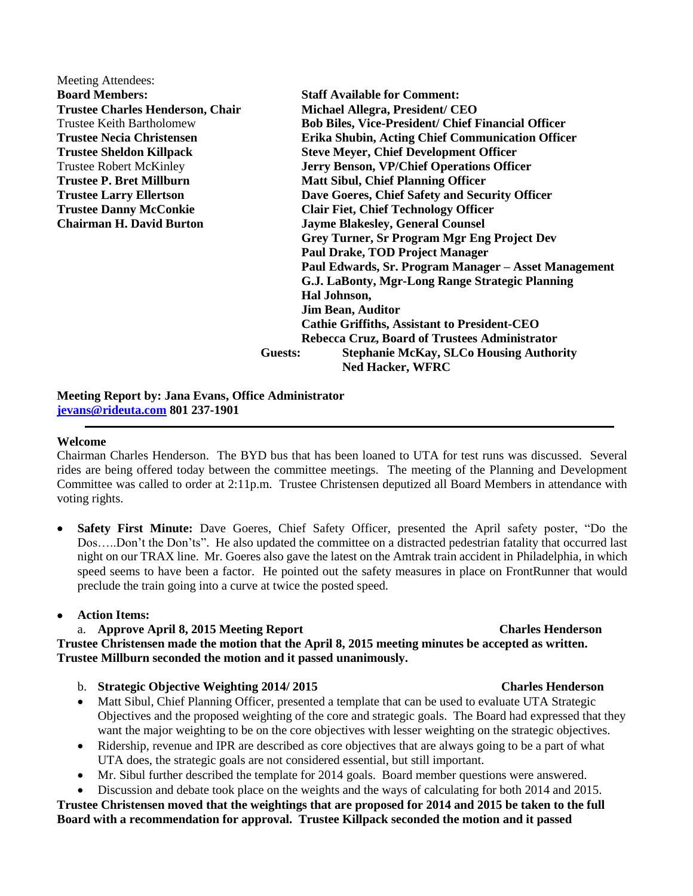Meeting Attendees:

| **Board Members:** | **Staff Available for Comment:** |
|---|---|
| **Trustee Charles Henderson, Chair** | **Michael Allegra, President/ CEO** |
| Trustee Keith Bartholomew | **Bob Biles, Vice-President/ Chief Financial Officer** |
| **Trustee Necia Christensen** | **Erika Shubin, Acting Chief Communication Officer** |
| **Trustee Sheldon Killpack** | **Steve Meyer, Chief Development Officer** |
| Trustee Robert McKinley | **Jerry Benson, VP/Chief Operations Officer** |
| **Trustee P. Bret Millburn** | **Matt Sibul, Chief Planning Officer** |
| **Trustee Larry Ellertson** | **Dave Goeres, Chief Safety and Security Officer** |
| **Trustee Danny McConkie** | **Clair Fiet, Chief Technology Officer** |
| **Chairman H. David Burton** | **Jayme Blakesley, General Counsel** |
| | **Grey Turner, Sr Program Mgr Eng Project Dev** |
| | **Paul Drake, TOD Project Manager** |
| | **Paul Edwards, Sr. Program Manager – Asset Management** |
| | **G.J. LaBonty, Mgr-Long Range Strategic Planning** |
| | **Hal Johnson,** |
| | **Jim Bean, Auditor** |
| | **Cathie Griffiths, Assistant to President-CEO** |
| | **Rebecca Cruz, Board of Trustees Administrator** |

**Guests:** **Stephanie McKay, SLCo Housing Authority**
**Ned Hacker, WFRC**

**Meeting Report by: Jana Evans, Office Administrator**
**jevans@rideuta.com 801 237-1901**

---

**Welcome**

Chairman Charles Henderson. The BYD bus that has been loaned to UTA for test runs was discussed. Several rides are being offered today between the committee meetings. The meeting of the Planning and Development Committee was called to order at 2:11p.m. Trustee Christensen deputized all Board Members in attendance with voting rights.

- **Safety First Minute:** Dave Goeres, Chief Safety Officer, presented the April safety poster, "Do the Dos…..Don't the Don'ts". He also updated the committee on a distracted pedestrian fatality that occurred last night on our TRAX line. Mr. Goeres also gave the latest on the Amtrak train accident in Philadelphia, in which speed seems to have been a factor. He pointed out the safety measures in place on FrontRunner that would preclude the train going into a curve at twice the posted speed.

- **Action Items:**

  a. **Approve April 8, 2015 Meeting Report** **Charles Henderson**

**Trustee Christensen made the motion that the April 8, 2015 meeting minutes be accepted as written. Trustee Millburn seconded the motion and it passed unanimously.**

  b. **Strategic Objective Weighting 2014/ 2015** **Charles Henderson**

- Matt Sibul, Chief Planning Officer, presented a template that can be used to evaluate UTA Strategic Objectives and the proposed weighting of the core and strategic goals. The Board had expressed that they want the major weighting to be on the core objectives with lesser weighting on the strategic objectives.
- Ridership, revenue and IPR are described as core objectives that are always going to be a part of what UTA does, the strategic goals are not considered essential, but still important.
- Mr. Sibul further described the template for 2014 goals. Board member questions were answered.
- Discussion and debate took place on the weights and the ways of calculating for both 2014 and 2015.

**Trustee Christensen moved that the weightings that are proposed for 2014 and 2015 be taken to the full Board with a recommendation for approval. Trustee Killpack seconded the motion and it passed**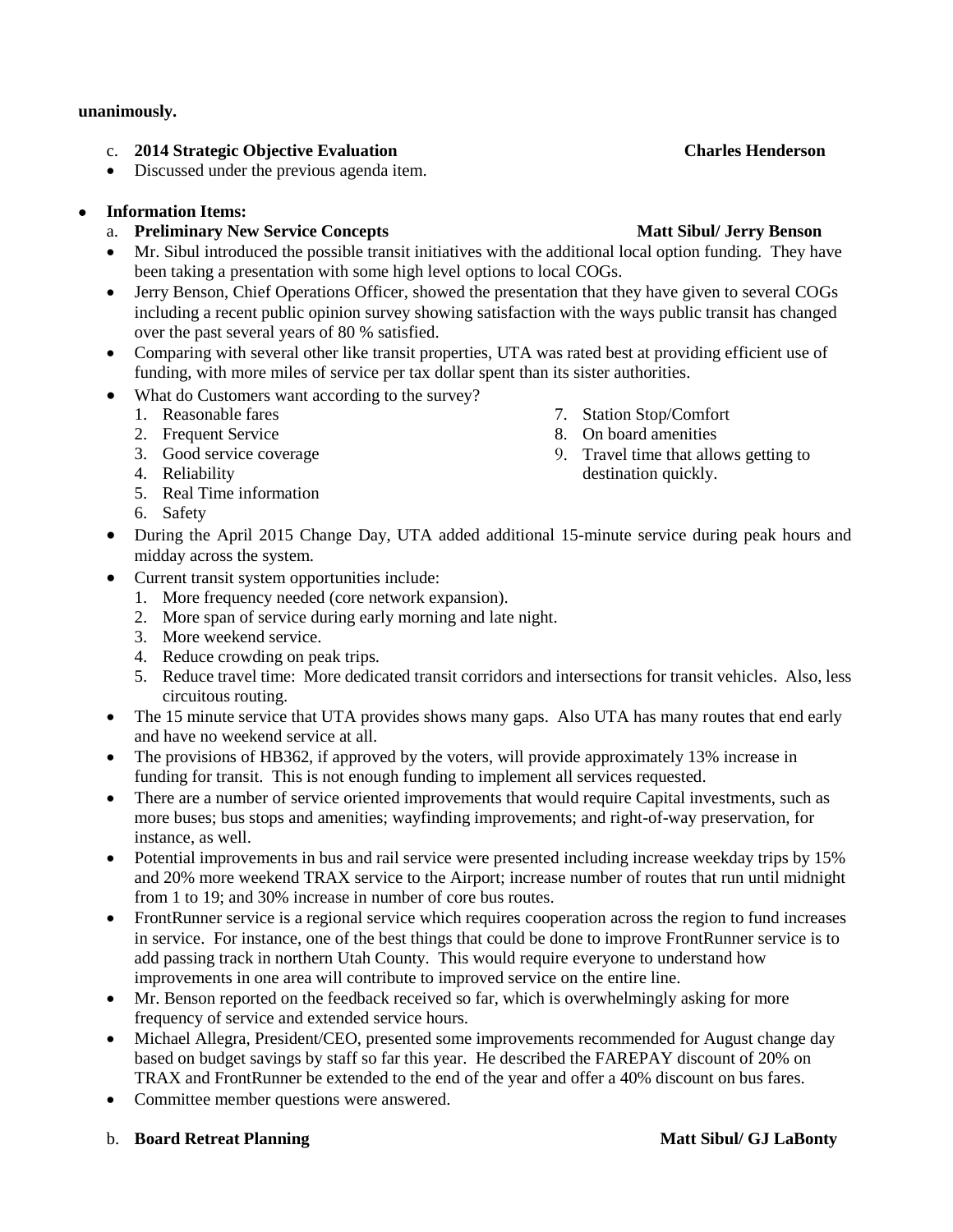**unanimously.**

c. **2014 Strategic Objective Evaluation** **Charles Henderson**

- Discussed under the previous agenda item.

- **Information Items:**

a. **Preliminary New Service Concepts** **Matt Sibul/ Jerry Benson**

- Mr. Sibul introduced the possible transit initiatives with the additional local option funding. They have been taking a presentation with some high level options to local COGs.
- Jerry Benson, Chief Operations Officer, showed the presentation that they have given to several COGs including a recent public opinion survey showing satisfaction with the ways public transit has changed over the past several years of 80 % satisfied.
- Comparing with several other like transit properties, UTA was rated best at providing efficient use of funding, with more miles of service per tax dollar spent than its sister authorities.
- What do Customers want according to the survey?
  1. Reasonable fares
  2. Frequent Service
  3. Good service coverage
  4. Reliability
  5. Real Time information
  6. Safety
  7. Station Stop/Comfort
  8. On board amenities
  9. Travel time that allows getting to destination quickly.
- During the April 2015 Change Day, UTA added additional 15-minute service during peak hours and midday across the system.
- Current transit system opportunities include:
  1. More frequency needed (core network expansion).
  2. More span of service during early morning and late night.
  3. More weekend service.
  4. Reduce crowding on peak trips.
  5. Reduce travel time: More dedicated transit corridors and intersections for transit vehicles. Also, less circuitous routing.
- The 15 minute service that UTA provides shows many gaps. Also UTA has many routes that end early and have no weekend service at all.
- The provisions of HB362, if approved by the voters, will provide approximately 13% increase in funding for transit. This is not enough funding to implement all services requested.
- There are a number of service oriented improvements that would require Capital investments, such as more buses; bus stops and amenities; wayfinding improvements; and right-of-way preservation, for instance, as well.
- Potential improvements in bus and rail service were presented including increase weekday trips by 15% and 20% more weekend TRAX service to the Airport; increase number of routes that run until midnight from 1 to 19; and 30% increase in number of core bus routes.
- FrontRunner service is a regional service which requires cooperation across the region to fund increases in service. For instance, one of the best things that could be done to improve FrontRunner service is to add passing track in northern Utah County. This would require everyone to understand how improvements in one area will contribute to improved service on the entire line.
- Mr. Benson reported on the feedback received so far, which is overwhelmingly asking for more frequency of service and extended service hours.
- Michael Allegra, President/CEO, presented some improvements recommended for August change day based on budget savings by staff so far this year. He described the FAREPAY discount of 20% on TRAX and FrontRunner be extended to the end of the year and offer a 40% discount on bus fares.
- Committee member questions were answered.

b. **Board Retreat Planning** **Matt Sibul/ GJ LaBonty**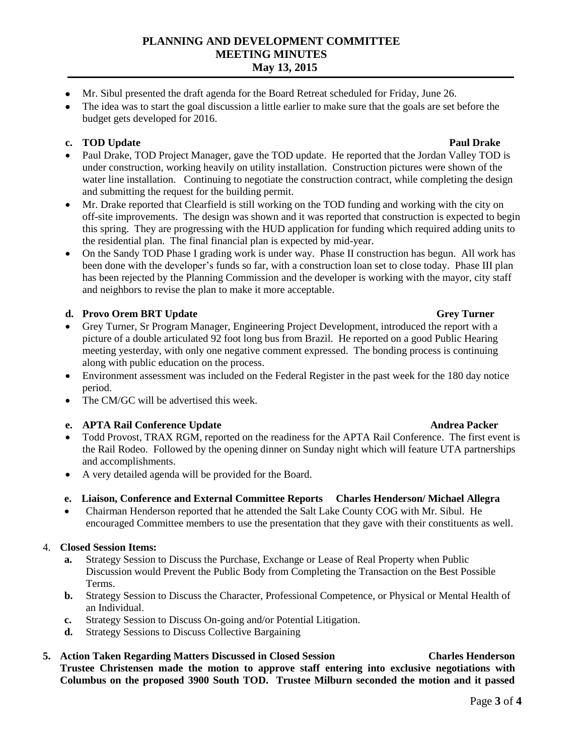- Mr. Sibul presented the draft agenda for the Board Retreat scheduled for Friday, June 26.
- The idea was to start the goal discussion a little earlier to make sure that the goals are set before the budget gets developed for 2016.

**c. TOD Update** **Paul Drake**

- Paul Drake, TOD Project Manager, gave the TOD update. He reported that the Jordan Valley TOD is under construction, working heavily on utility installation. Construction pictures were shown of the water line installation. Continuing to negotiate the construction contract, while completing the design and submitting the request for the building permit.
- Mr. Drake reported that Clearfield is still working on the TOD funding and working with the city on off-site improvements. The design was shown and it was reported that construction is expected to begin this spring. They are progressing with the HUD application for funding which required adding units to the residential plan. The final financial plan is expected by mid-year.
- On the Sandy TOD Phase I grading work is under way. Phase II construction has begun. All work has been done with the developer's funds so far, with a construction loan set to close today. Phase III plan has been rejected by the Planning Commission and the developer is working with the mayor, city staff and neighbors to revise the plan to make it more acceptable.

**d. Provo Orem BRT Update** **Grey Turner**

- Grey Turner, Sr Program Manager, Engineering Project Development, introduced the report with a picture of a double articulated 92 foot long bus from Brazil. He reported on a good Public Hearing meeting yesterday, with only one negative comment expressed. The bonding process is continuing along with public education on the process.
- Environment assessment was included on the Federal Register in the past week for the 180 day notice period.
- The CM/GC will be advertised this week.

**e. APTA Rail Conference Update** **Andrea Packer**

- Todd Provost, TRAX RGM, reported on the readiness for the APTA Rail Conference. The first event is the Rail Rodeo. Followed by the opening dinner on Sunday night which will feature UTA partnerships and accomplishments.
- A very detailed agenda will be provided for the Board.

**e. Liaison, Conference and External Committee Reports** **Charles Henderson/ Michael Allegra**

- Chairman Henderson reported that he attended the Salt Lake County COG with Mr. Sibul. He encouraged Committee members to use the presentation that they gave with their constituents as well.

4. **Closed Session Items:**
   - **a.** Strategy Session to Discuss the Purchase, Exchange or Lease of Real Property when Public Discussion would Prevent the Public Body from Completing the Transaction on the Best Possible Terms.
   - **b.** Strategy Session to Discuss the Character, Professional Competence, or Physical or Mental Health of an Individual.
   - **c.** Strategy Session to Discuss On-going and/or Potential Litigation.
   - **d.** Strategy Sessions to Discuss Collective Bargaining

5. **Action Taken Regarding Matters Discussed in Closed Session** **Charles Henderson**

**Trustee Christensen made the motion to approve staff entering into exclusive negotiations with Columbus on the proposed 3900 South TOD. Trustee Milburn seconded the motion and it passed**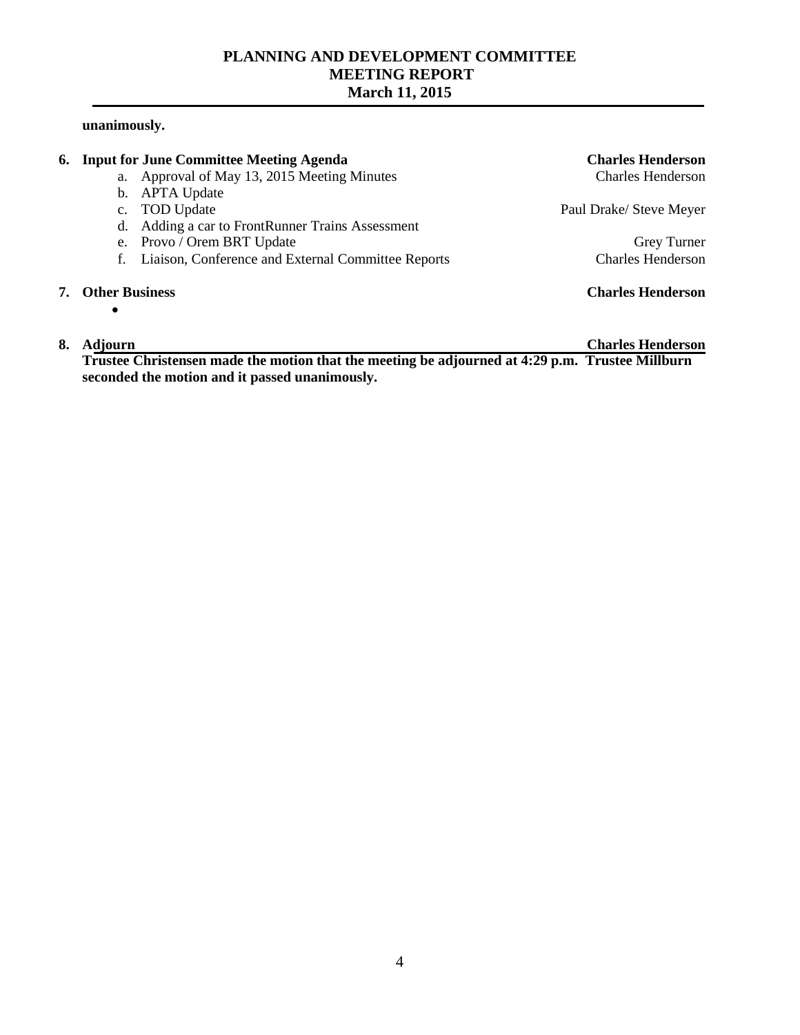**unanimously.**

**6. Input for June Committee Meeting Agenda** **Charles Henderson**

- a. Approval of May 13, 2015 Meeting Minutes — Charles Henderson
- b. APTA Update
- c. TOD Update — Paul Drake/ Steve Meyer
- d. Adding a car to FrontRunner Trains Assessment
- e. Provo / Orem BRT Update — Grey Turner
- f. Liaison, Conference and External Committee Reports — Charles Henderson

**7. Other Business** **Charles Henderson**

- 

**8. Adjourn** **Charles Henderson**

**Trustee Christensen made the motion that the meeting be adjourned at 4:29 p.m. Trustee Millburn seconded the motion and it passed unanimously.**